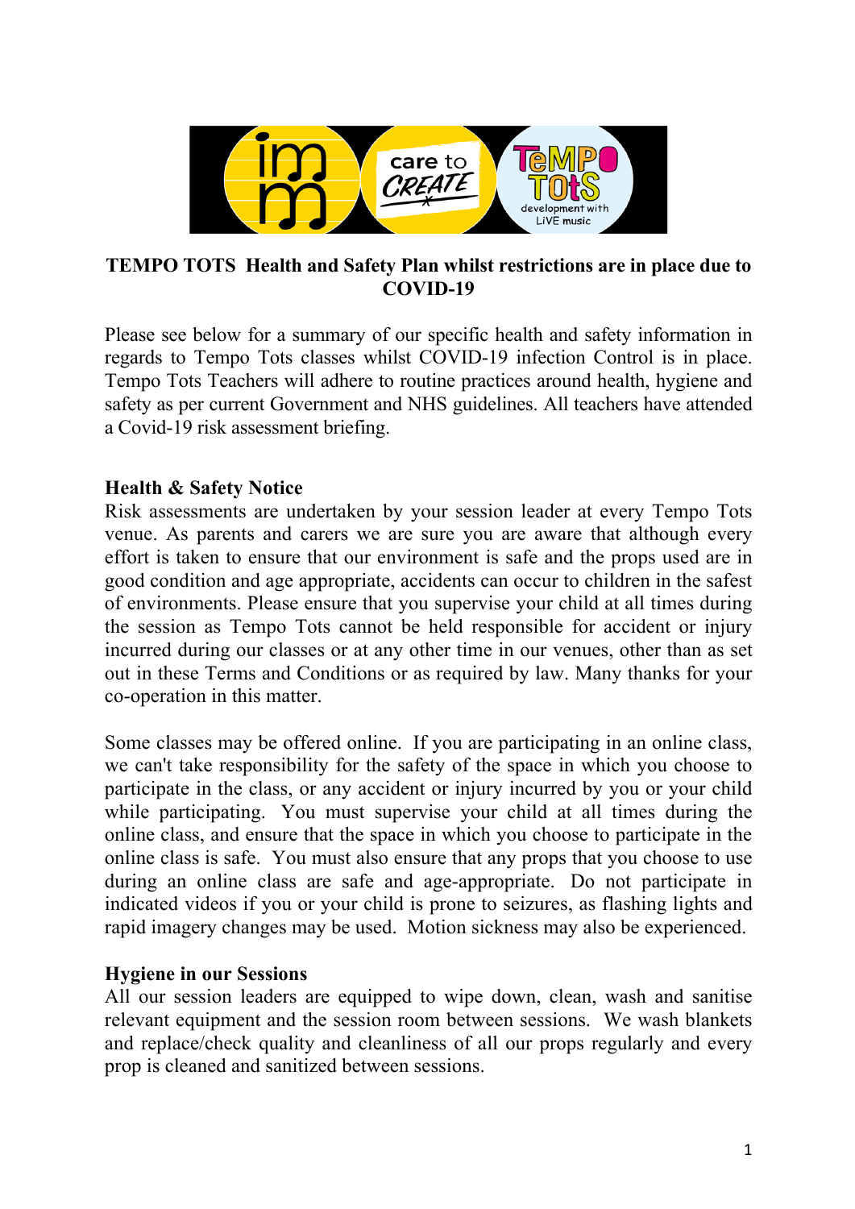# TEMPO TOTS Health and Safety Plan whilst restrictions are in place due to COVID-19

Please see below for a summary of our specific health and safety information in regards to Tempo Tots classes whilst COVID-19 infection Control is in place. Tempo Tots Teachers will adhere to routine practices around health, hygiene and safety as per current Government and NHS guidelines. All teachers have attended a Covid-19 risk assessment briefing.

## Health & Safety Notice

Risk assessments are undertaken by your session leader at every Tempo Tots venue. As parents and carers we are sure you are aware that although every effort is taken to ensure that our environment is safe and the props used are in good condition and age appropriate, accidents can occur to children in the safest of environments. Please ensure that you supervise your child at all times during the session as Tempo Tots cannot be held responsible for accident or injury incurred during our classes or at any other time in our venues, other than as set out in these Terms and Conditions or as required by law. Many thanks for your co-operation in this matter.

Some classes may be offered online. If you are participating in an online class, we can't take responsibility for the safety of the space in which you choose to participate in the class, or any accident or injury incurred by you or your child while participating. You must supervise your child at all times during the online class, and ensure that the space in which you choose to participate in the online class is safe. You must also ensure that any props that you choose to use during an online class are safe and age-appropriate. Do not participate in indicated videos if you or your child is prone to seizures, as flashing lights and rapid imagery changes may be used. Motion sickness may also be experienced.

## Hygiene in our Sessions

All our session leaders are equipped to wipe down, clean, wash and sanitise relevant equipment and the session room between sessions. We wash blankets and replace/check quality and cleanliness of all our props regularly and every prop is cleaned and sanitized between sessions.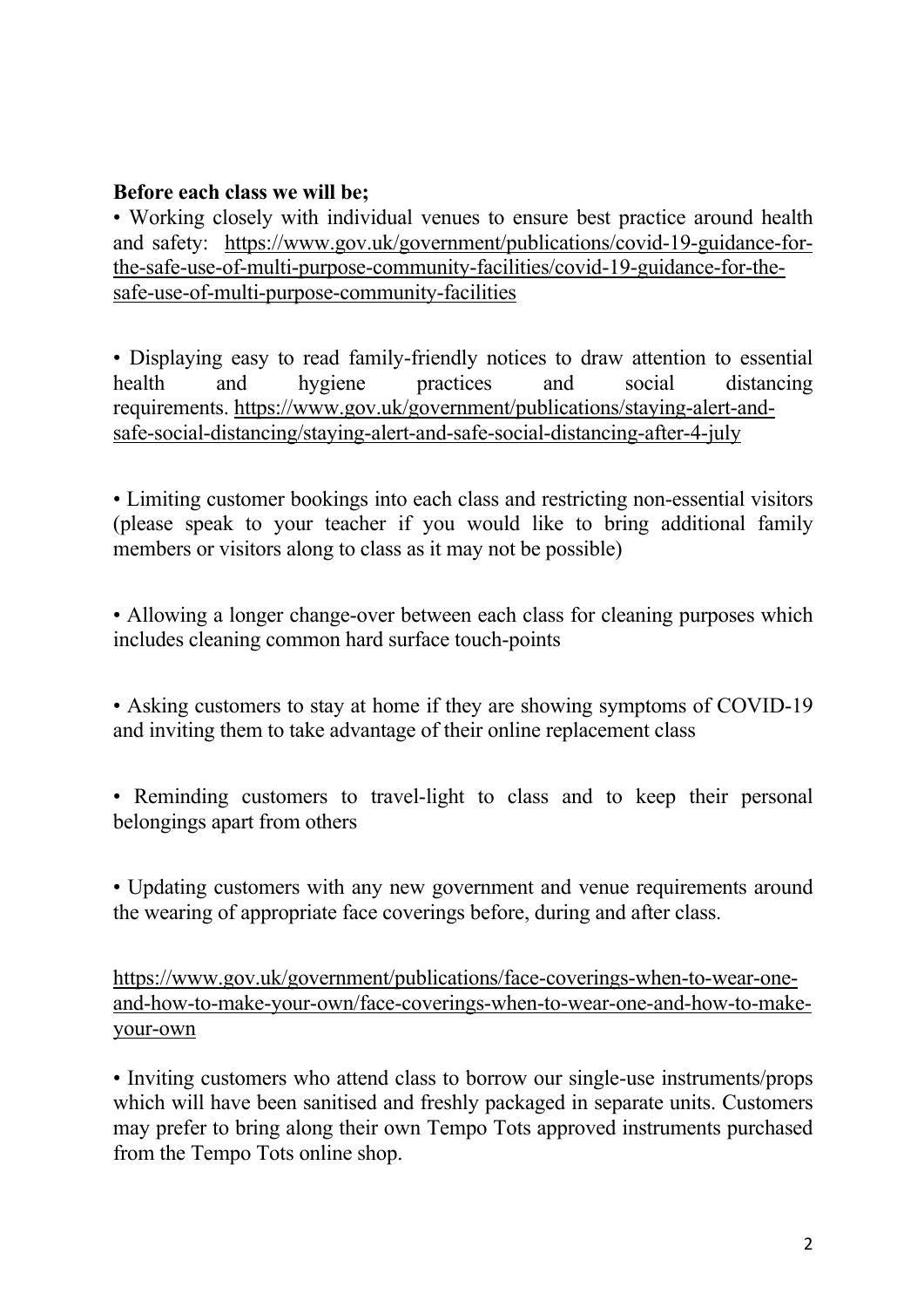**Before each class we will be;**

• Working closely with individual venues to ensure best practice around health and safety: https://www.gov.uk/government/publications/covid-19-guidance-for-the-safe-use-of-multi-purpose-community-facilities/covid-19-guidance-for-the-safe-use-of-multi-purpose-community-facilities

• Displaying easy to read family-friendly notices to draw attention to essential health and hygiene practices and social distancing requirements. https://www.gov.uk/government/publications/staying-alert-and-safe-social-distancing/staying-alert-and-safe-social-distancing-after-4-july

• Limiting customer bookings into each class and restricting non-essential visitors (please speak to your teacher if you would like to bring additional family members or visitors along to class as it may not be possible)

• Allowing a longer change-over between each class for cleaning purposes which includes cleaning common hard surface touch-points

• Asking customers to stay at home if they are showing symptoms of COVID-19 and inviting them to take advantage of their online replacement class

• Reminding customers to travel-light to class and to keep their personal belongings apart from others

• Updating customers with any new government and venue requirements around the wearing of appropriate face coverings before, during and after class.

https://www.gov.uk/government/publications/face-coverings-when-to-wear-one-and-how-to-make-your-own/face-coverings-when-to-wear-one-and-how-to-make-your-own

• Inviting customers who attend class to borrow our single-use instruments/props which will have been sanitised and freshly packaged in separate units. Customers may prefer to bring along their own Tempo Tots approved instruments purchased from the Tempo Tots online shop.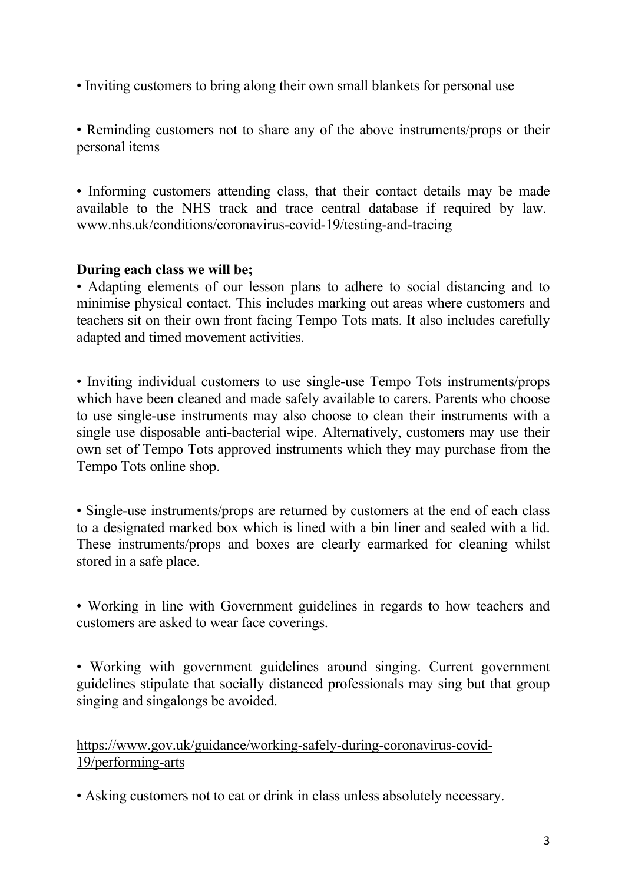• Inviting customers to bring along their own small blankets for personal use

• Reminding customers not to share any of the above instruments/props or their personal items

• Informing customers attending class, that their contact details may be made available to the NHS track and trace central database if required by law. www.nhs.uk/conditions/coronavirus-covid-19/testing-and-tracing

**During each class we will be;**

• Adapting elements of our lesson plans to adhere to social distancing and to minimise physical contact. This includes marking out areas where customers and teachers sit on their own front facing Tempo Tots mats. It also includes carefully adapted and timed movement activities.

• Inviting individual customers to use single-use Tempo Tots instruments/props which have been cleaned and made safely available to carers. Parents who choose to use single-use instruments may also choose to clean their instruments with a single use disposable anti-bacterial wipe. Alternatively, customers may use their own set of Tempo Tots approved instruments which they may purchase from the Tempo Tots online shop.

• Single-use instruments/props are returned by customers at the end of each class to a designated marked box which is lined with a bin liner and sealed with a lid. These instruments/props and boxes are clearly earmarked for cleaning whilst stored in a safe place.

• Working in line with Government guidelines in regards to how teachers and customers are asked to wear face coverings.

• Working with government guidelines around singing. Current government guidelines stipulate that socially distanced professionals may sing but that group singing and singalongs be avoided.

https://www.gov.uk/guidance/working-safely-during-coronavirus-covid-19/performing-arts

• Asking customers not to eat or drink in class unless absolutely necessary.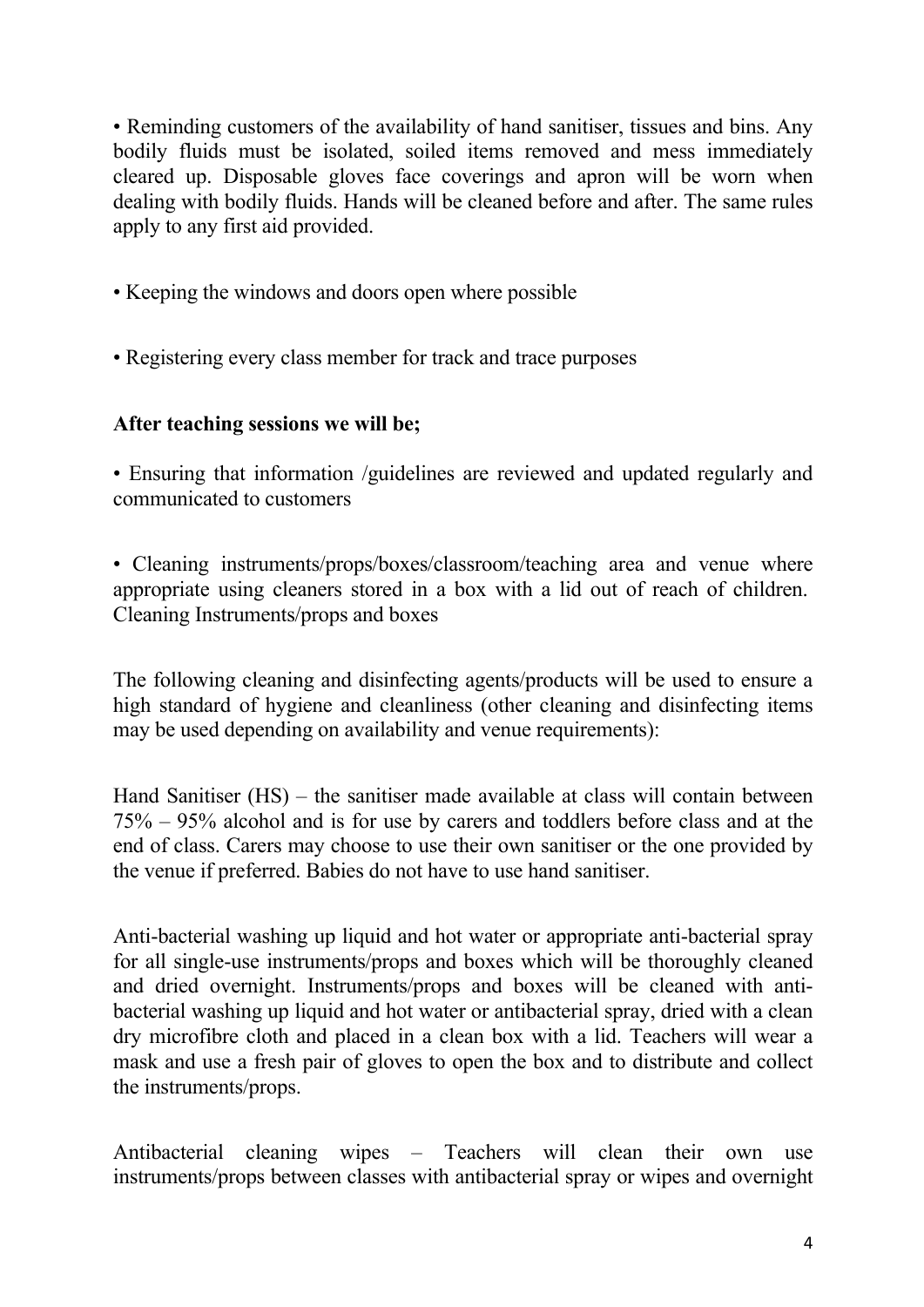• Reminding customers of the availability of hand sanitiser, tissues and bins. Any bodily fluids must be isolated, soiled items removed and mess immediately cleared up. Disposable gloves face coverings and apron will be worn when dealing with bodily fluids. Hands will be cleaned before and after. The same rules apply to any first aid provided.

• Keeping the windows and doors open where possible

• Registering every class member for track and trace purposes

**After teaching sessions we will be;**

• Ensuring that information /guidelines are reviewed and updated regularly and communicated to customers

• Cleaning instruments/props/boxes/classroom/teaching area and venue where appropriate using cleaners stored in a box with a lid out of reach of children. Cleaning Instruments/props and boxes

The following cleaning and disinfecting agents/products will be used to ensure a high standard of hygiene and cleanliness (other cleaning and disinfecting items may be used depending on availability and venue requirements):

Hand Sanitiser (HS) – the sanitiser made available at class will contain between 75% – 95% alcohol and is for use by carers and toddlers before class and at the end of class. Carers may choose to use their own sanitiser or the one provided by the venue if preferred. Babies do not have to use hand sanitiser.

Anti-bacterial washing up liquid and hot water or appropriate anti-bacterial spray for all single-use instruments/props and boxes which will be thoroughly cleaned and dried overnight. Instruments/props and boxes will be cleaned with anti-bacterial washing up liquid and hot water or antibacterial spray, dried with a clean dry microfibre cloth and placed in a clean box with a lid. Teachers will wear a mask and use a fresh pair of gloves to open the box and to distribute and collect the instruments/props.

Antibacterial cleaning wipes – Teachers will clean their own use instruments/props between classes with antibacterial spray or wipes and overnight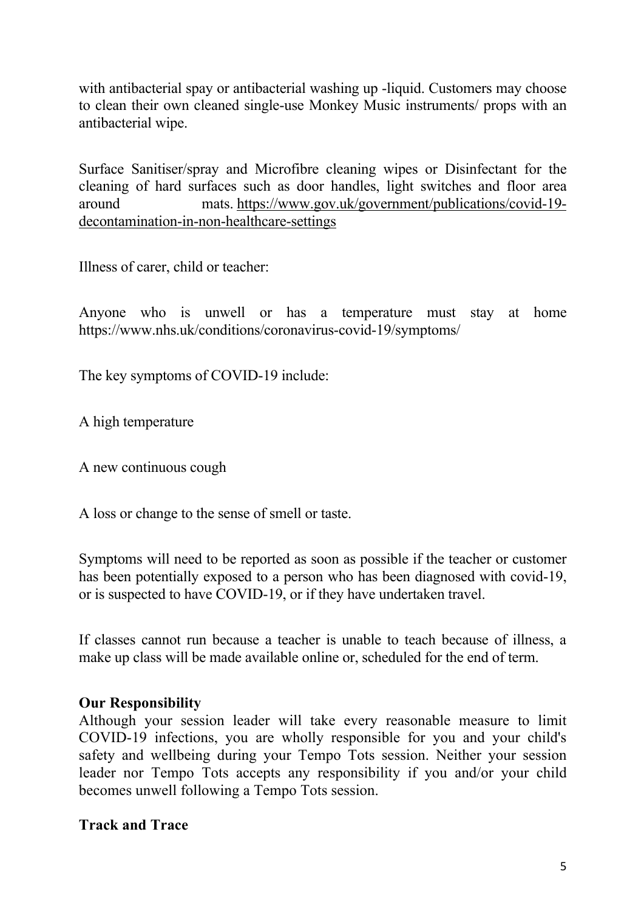with antibacterial spray or antibacterial washing up -liquid. Customers may choose to clean their own cleaned single-use Monkey Music instruments/ props with an antibacterial wipe.

Surface Sanitiser/spray and Microfibre cleaning wipes or Disinfectant for the cleaning of hard surfaces such as door handles, light switches and floor area around mats. https://www.gov.uk/government/publications/covid-19-decontamination-in-non-healthcare-settings

Illness of carer, child or teacher:

Anyone who is unwell or has a temperature must stay at home https://www.nhs.uk/conditions/coronavirus-covid-19/symptoms/

The key symptoms of COVID-19 include:

A high temperature

A new continuous cough

A loss or change to the sense of smell or taste.

Symptoms will need to be reported as soon as possible if the teacher or customer has been potentially exposed to a person who has been diagnosed with covid-19, or is suspected to have COVID-19, or if they have undertaken travel.

If classes cannot run because a teacher is unable to teach because of illness, a make up class will be made available online or, scheduled for the end of term.

**Our Responsibility**

Although your session leader will take every reasonable measure to limit COVID-19 infections, you are wholly responsible for you and your child's safety and wellbeing during your Tempo Tots session. Neither your session leader nor Tempo Tots accepts any responsibility if you and/or your child becomes unwell following a Tempo Tots session.

**Track and Trace**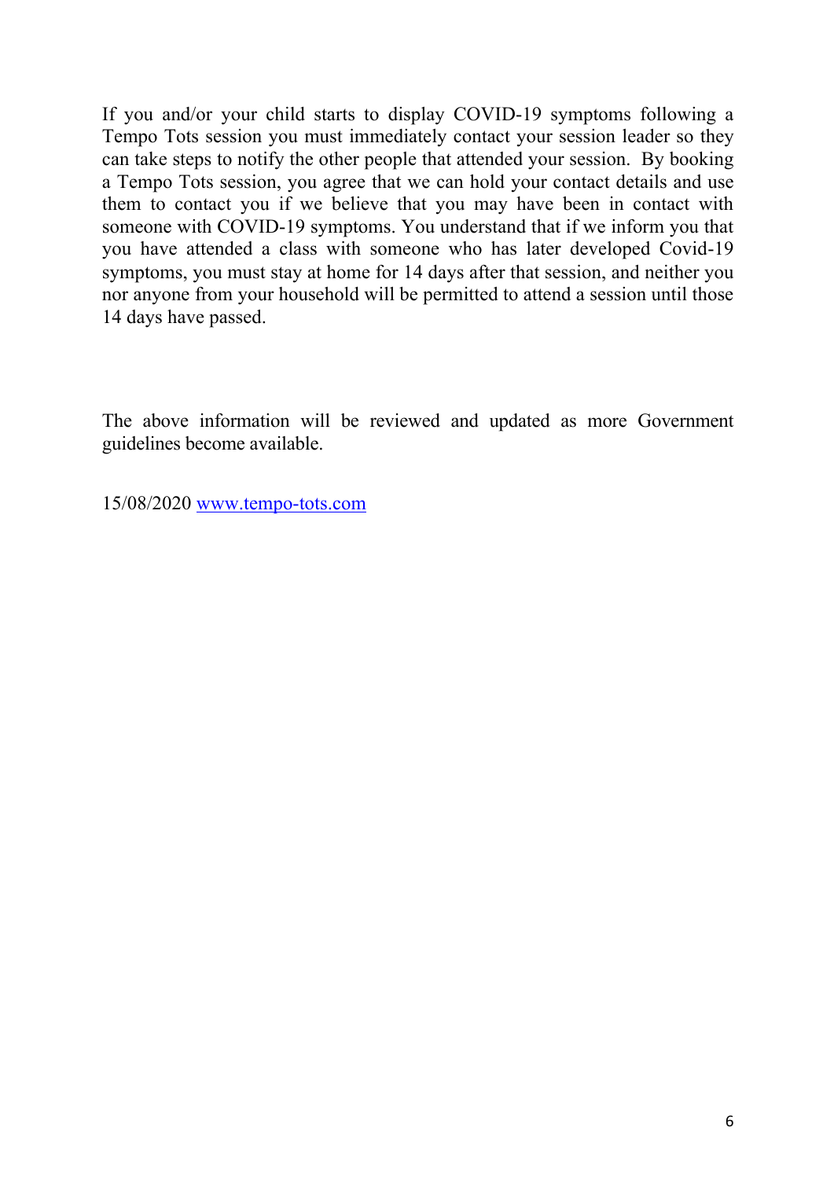If you and/or your child starts to display COVID-19 symptoms following a Tempo Tots session you must immediately contact your session leader so they can take steps to notify the other people that attended your session. By booking a Tempo Tots session, you agree that we can hold your contact details and use them to contact you if we believe that you may have been in contact with someone with COVID-19 symptoms. You understand that if we inform you that you have attended a class with someone who has later developed Covid-19 symptoms, you must stay at home for 14 days after that session, and neither you nor anyone from your household will be permitted to attend a session until those 14 days have passed.

The above information will be reviewed and updated as more Government guidelines become available.

15/08/2020 [www.tempo-tots.com](http://www.tempo-tots.com)